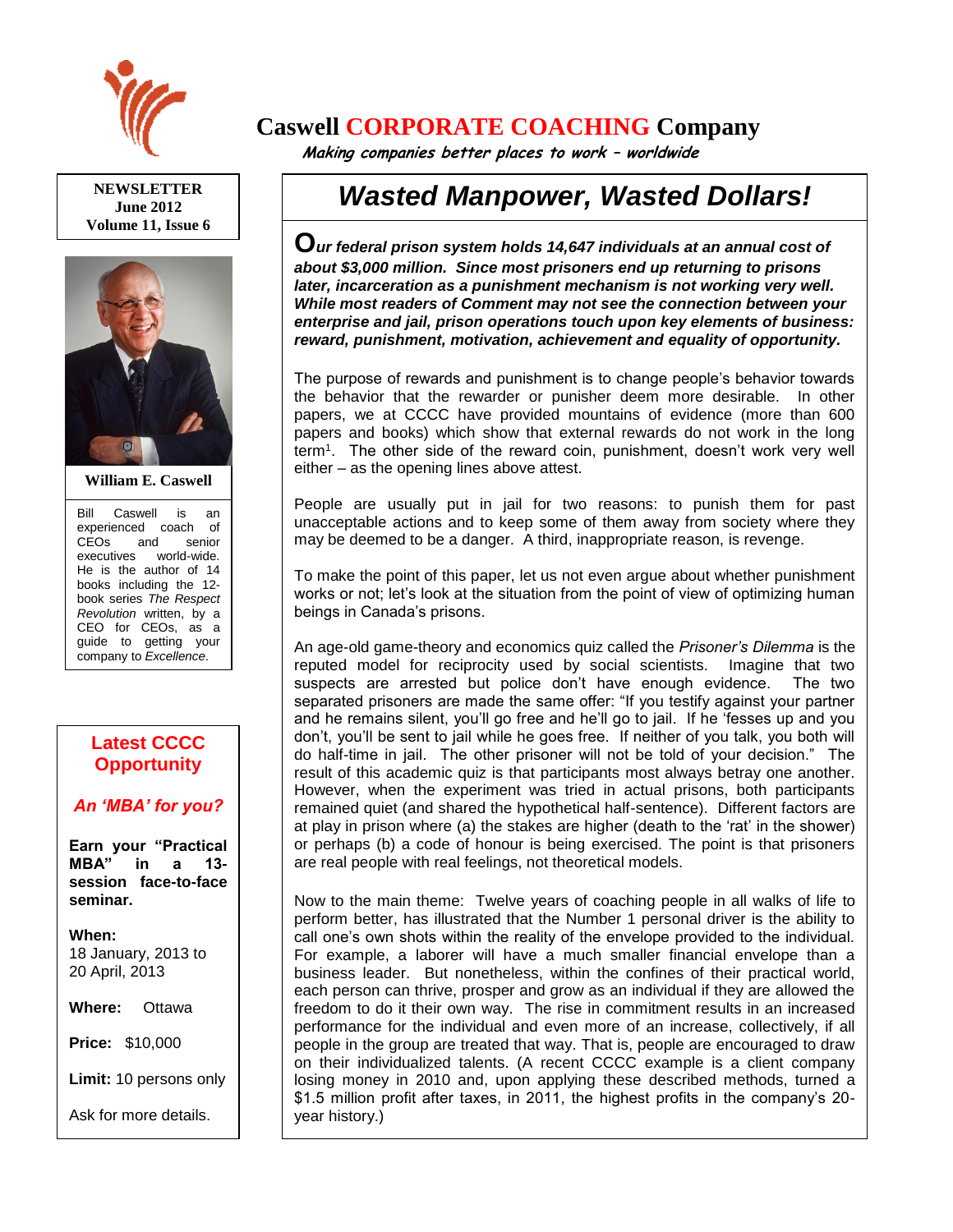# Caswell CORPORATE COACHING Company

*Making companies better places to work – worldwide*

**NEWSLETTER**
**June 2012**
**Volume 11, Issue 6**

**William E. Caswell**

Bill Caswell is an experienced coach of CEOs and senior executives world-wide. He is the author of 14 books including the 12-book series *The Respect Revolution* written, by a CEO for CEOs, as a guide to getting your company to *Excellence*.

## Latest CCCC Opportunity

***An 'MBA' for you?***

**Earn your "Practical MBA" in a 13-session face-to-face seminar.**

**When:**
18 January, 2013 to 20 April, 2013

**Where:** Ottawa

**Price:** $10,000

**Limit:** 10 persons only

Ask for more details.

# Wasted Manpower, Wasted Dollars!

***Our federal prison system holds 14,647 individuals at an annual cost of about $3,000 million. Since most prisoners end up returning to prisons later, incarceration as a punishment mechanism is not working very well. While most readers of Comment may not see the connection between your enterprise and jail, prison operations touch upon key elements of business: reward, punishment, motivation, achievement and equality of opportunity.***

The purpose of rewards and punishment is to change people's behavior towards the behavior that the rewarder or punisher deem more desirable. In other papers, we at CCCC have provided mountains of evidence (more than 600 papers and books) which show that external rewards do not work in the long term[1]. The other side of the reward coin, punishment, doesn't work very well either – as the opening lines above attest.

People are usually put in jail for two reasons: to punish them for past unacceptable actions and to keep some of them away from society where they may be deemed to be a danger. A third, inappropriate reason, is revenge.

To make the point of this paper, let us not even argue about whether punishment works or not; let's look at the situation from the point of view of optimizing human beings in Canada's prisons.

An age-old game-theory and economics quiz called the *Prisoner's Dilemma* is the reputed model for reciprocity used by social scientists. Imagine that two suspects are arrested but police don't have enough evidence. The two separated prisoners are made the same offer: "If you testify against your partner and he remains silent, you'll go free and he'll go to jail. If he 'fesses up and you don't, you'll be sent to jail while he goes free. If neither of you talk, you both will do half-time in jail. The other prisoner will not be told of your decision." The result of this academic quiz is that participants most always betray one another. However, when the experiment was tried in actual prisons, both participants remained quiet (and shared the hypothetical half-sentence). Different factors are at play in prison where (a) the stakes are higher (death to the 'rat' in the shower) or perhaps (b) a code of honour is being exercised. The point is that prisoners are real people with real feelings, not theoretical models.

Now to the main theme: Twelve years of coaching people in all walks of life to perform better, has illustrated that the Number 1 personal driver is the ability to call one's own shots within the reality of the envelope provided to the individual. For example, a laborer will have a much smaller financial envelope than a business leader. But nonetheless, within the confines of their practical world, each person can thrive, prosper and grow as an individual if they are allowed the freedom to do it their own way. The rise in commitment results in an increased performance for the individual and even more of an increase, collectively, if all people in the group are treated that way. That is, people are encouraged to draw on their individualized talents. (A recent CCCC example is a client company losing money in 2010 and, upon applying these described methods, turned a $1.5 million profit after taxes, in 2011, the highest profits in the company's 20-year history.)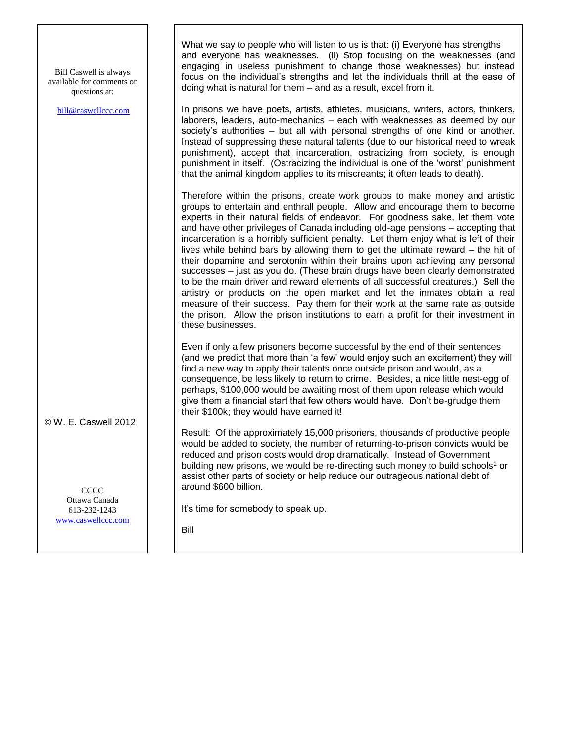Bill Caswell is always available for comments or questions at:

bill@caswellccc.com

© W. E. Caswell 2012

CCCC
Ottawa Canada
613-232-1243
www.caswellccc.com

What we say to people who will listen to us is that: (i) Everyone has strengths and everyone has weaknesses. (ii) Stop focusing on the weaknesses (and engaging in useless punishment to change those weaknesses) but instead focus on the individual's strengths and let the individuals thrill at the ease of doing what is natural for them – and as a result, excel from it.

In prisons we have poets, artists, athletes, musicians, writers, actors, thinkers, laborers, leaders, auto-mechanics – each with weaknesses as deemed by our society's authorities – but all with personal strengths of one kind or another. Instead of suppressing these natural talents (due to our historical need to wreak punishment), accept that incarceration, ostracizing from society, is enough punishment in itself. (Ostracizing the individual is one of the 'worst' punishment that the animal kingdom applies to its miscreants; it often leads to death).

Therefore within the prisons, create work groups to make money and artistic groups to entertain and enthrall people. Allow and encourage them to become experts in their natural fields of endeavor. For goodness sake, let them vote and have other privileges of Canada including old-age pensions – accepting that incarceration is a horribly sufficient penalty. Let them enjoy what is left of their lives while behind bars by allowing them to get the ultimate reward – the hit of their dopamine and serotonin within their brains upon achieving any personal successes – just as you do. (These brain drugs have been clearly demonstrated to be the main driver and reward elements of all successful creatures.) Sell the artistry or products on the open market and let the inmates obtain a real measure of their success. Pay them for their work at the same rate as outside the prison. Allow the prison institutions to earn a profit for their investment in these businesses.

Even if only a few prisoners become successful by the end of their sentences (and we predict that more than 'a few' would enjoy such an excitement) they will find a new way to apply their talents once outside prison and would, as a consequence, be less likely to return to crime. Besides, a nice little nest-egg of perhaps, $100,000 would be awaiting most of them upon release which would give them a financial start that few others would have. Don't be-grudge them their $100k; they would have earned it!

Result: Of the approximately 15,000 prisoners, thousands of productive people would be added to society, the number of returning-to-prison convicts would be reduced and prison costs would drop dramatically. Instead of Government building new prisons, we would be re-directing such money to build schools[1] or assist other parts of society or help reduce our outrageous national debt of around $600 billion.

It's time for somebody to speak up.

Bill